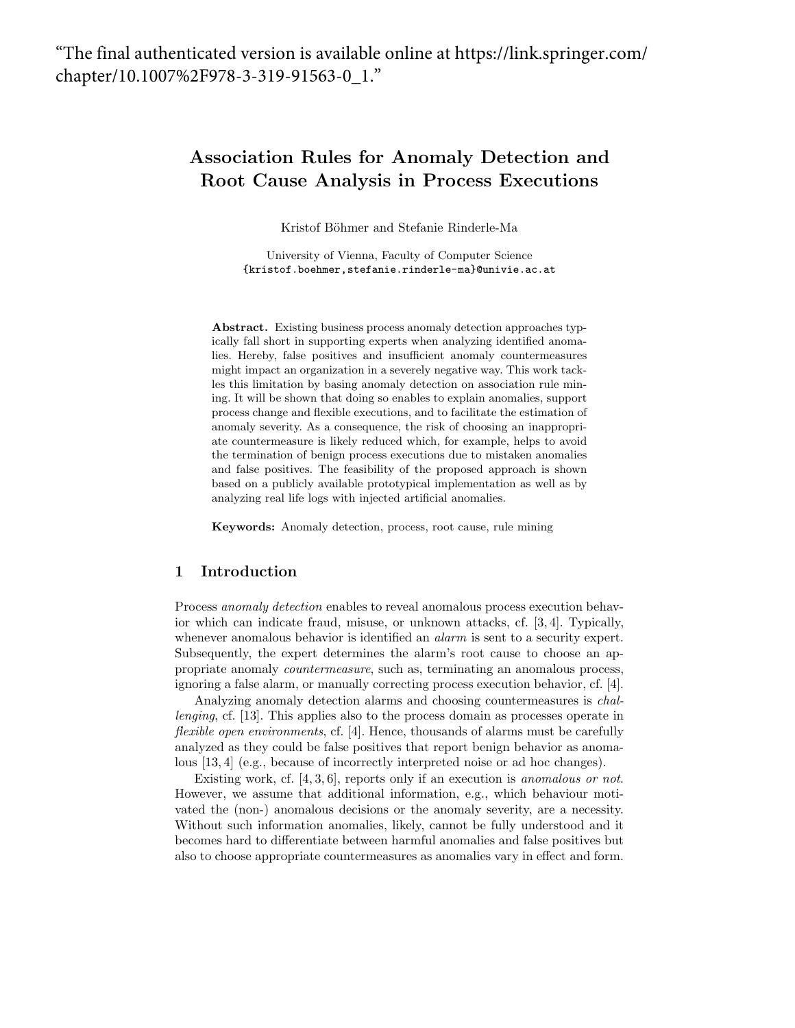"The final authenticated version is available online at https://link.springer.com/chapter/10.1007%2F978-3-319-91563-0_1."

# Association Rules for Anomaly Detection and Root Cause Analysis in Process Executions

Kristof Böhmer and Stefanie Rinderle-Ma

University of Vienna, Faculty of Computer Science
{kristof.boehmer,stefanie.rinderle-ma}@univie.ac.at

**Abstract.** Existing business process anomaly detection approaches typically fall short in supporting experts when analyzing identified anomalies. Hereby, false positives and insufficient anomaly countermeasures might impact an organization in a severely negative way. This work tackles this limitation by basing anomaly detection on association rule mining. It will be shown that doing so enables to explain anomalies, support process change and flexible executions, and to facilitate the estimation of anomaly severity. As a consequence, the risk of choosing an inappropriate countermeasure is likely reduced which, for example, helps to avoid the termination of benign process executions due to mistaken anomalies and false positives. The feasibility of the proposed approach is shown based on a publicly available prototypical implementation as well as by analyzing real life logs with injected artificial anomalies.

**Keywords:** Anomaly detection, process, root cause, rule mining

## 1 Introduction

Process *anomaly detection* enables to reveal anomalous process execution behavior which can indicate fraud, misuse, or unknown attacks, cf. [3, 4]. Typically, whenever anomalous behavior is identified an *alarm* is sent to a security expert. Subsequently, the expert determines the alarm's root cause to choose an appropriate anomaly *countermeasure*, such as, terminating an anomalous process, ignoring a false alarm, or manually correcting process execution behavior, cf. [4].

Analyzing anomaly detection alarms and choosing countermeasures is *challenging*, cf. [13]. This applies also to the process domain as processes operate in *flexible open environments*, cf. [4]. Hence, thousands of alarms must be carefully analyzed as they could be false positives that report benign behavior as anomalous [13, 4] (e.g., because of incorrectly interpreted noise or ad hoc changes).

Existing work, cf. [4, 3, 6], reports only if an execution is *anomalous or not*. However, we assume that additional information, e.g., which behaviour motivated the (non-) anomalous decisions or the anomaly severity, are a necessity. Without such information anomalies, likely, cannot be fully understood and it becomes hard to differentiate between harmful anomalies and false positives but also to choose appropriate countermeasures as anomalies vary in effect and form.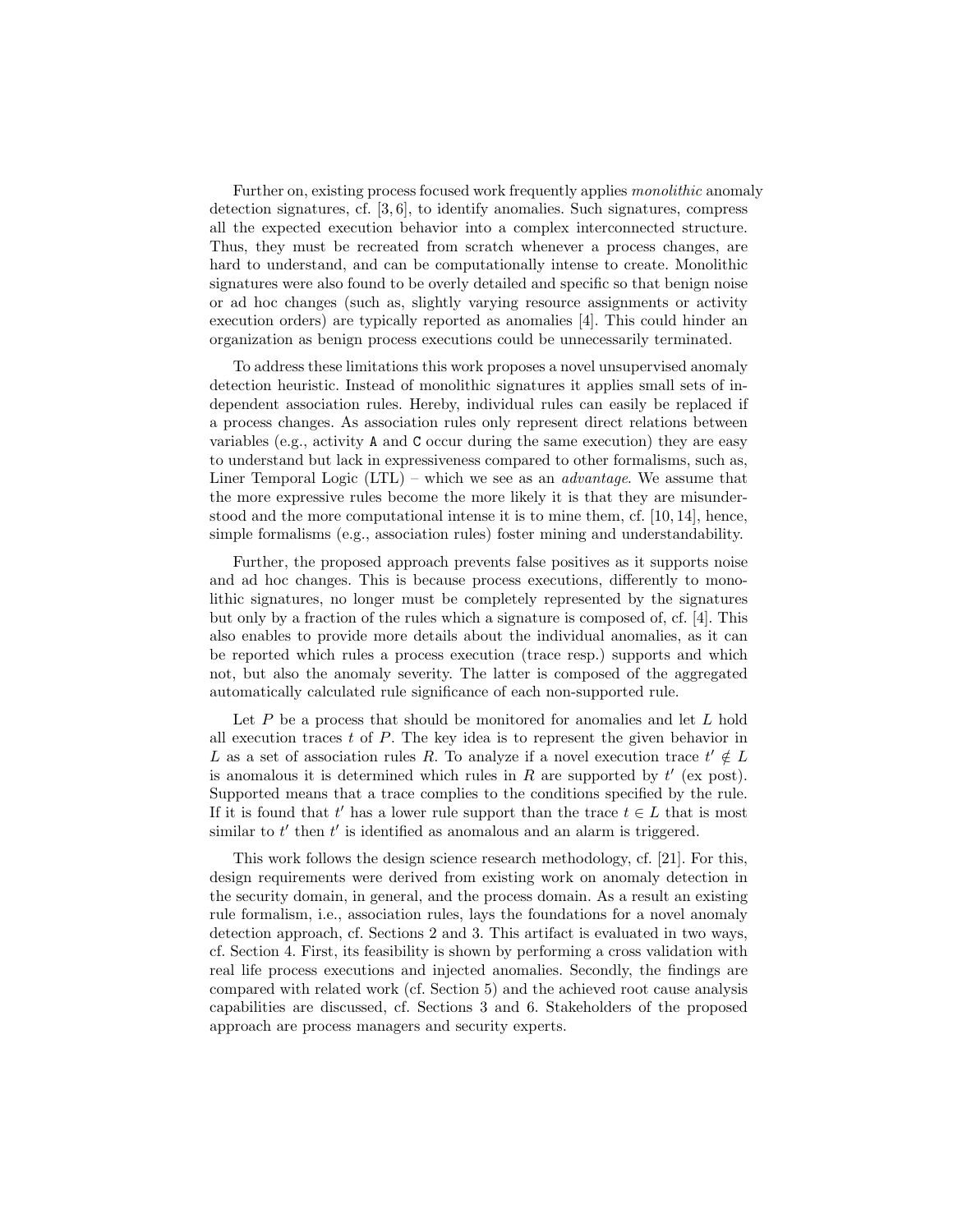Further on, existing process focused work frequently applies *monolithic* anomaly detection signatures, cf. [3, 6], to identify anomalies. Such signatures, compress all the expected execution behavior into a complex interconnected structure. Thus, they must be recreated from scratch whenever a process changes, are hard to understand, and can be computationally intense to create. Monolithic signatures were also found to be overly detailed and specific so that benign noise or ad hoc changes (such as, slightly varying resource assignments or activity execution orders) are typically reported as anomalies [4]. This could hinder an organization as benign process executions could be unnecessarily terminated.

To address these limitations this work proposes a novel unsupervised anomaly detection heuristic. Instead of monolithic signatures it applies small sets of independent association rules. Hereby, individual rules can easily be replaced if a process changes. As association rules only represent direct relations between variables (e.g., activity `A` and `C` occur during the same execution) they are easy to understand but lack in expressiveness compared to other formalisms, such as, Liner Temporal Logic (LTL) – which we see as an *advantage*. We assume that the more expressive rules become the more likely it is that they are misunderstood and the more computational intense it is to mine them, cf. [10, 14], hence, simple formalisms (e.g., association rules) foster mining and understandability.

Further, the proposed approach prevents false positives as it supports noise and ad hoc changes. This is because process executions, differently to monolithic signatures, no longer must be completely represented by the signatures but only by a fraction of the rules which a signature is composed of, cf. [4]. This also enables to provide more details about the individual anomalies, as it can be reported which rules a process execution (trace resp.) supports and which not, but also the anomaly severity. The latter is composed of the aggregated automatically calculated rule significance of each non-supported rule.

Let $P$ be a process that should be monitored for anomalies and let $L$ hold all execution traces $t$ of $P$. The key idea is to represent the given behavior in $L$ as a set of association rules $R$. To analyze if a novel execution trace $t' \notin L$ is anomalous it is determined which rules in $R$ are supported by $t'$ (ex post). Supported means that a trace complies to the conditions specified by the rule. If it is found that $t'$ has a lower rule support than the trace $t \in L$ that is most similar to $t'$ then $t'$ is identified as anomalous and an alarm is triggered.

This work follows the design science research methodology, cf. [21]. For this, design requirements were derived from existing work on anomaly detection in the security domain, in general, and the process domain. As a result an existing rule formalism, i.e., association rules, lays the foundations for a novel anomaly detection approach, cf. Sections 2 and 3. This artifact is evaluated in two ways, cf. Section 4. First, its feasibility is shown by performing a cross validation with real life process executions and injected anomalies. Secondly, the findings are compared with related work (cf. Section 5) and the achieved root cause analysis capabilities are discussed, cf. Sections 3 and 6. Stakeholders of the proposed approach are process managers and security experts.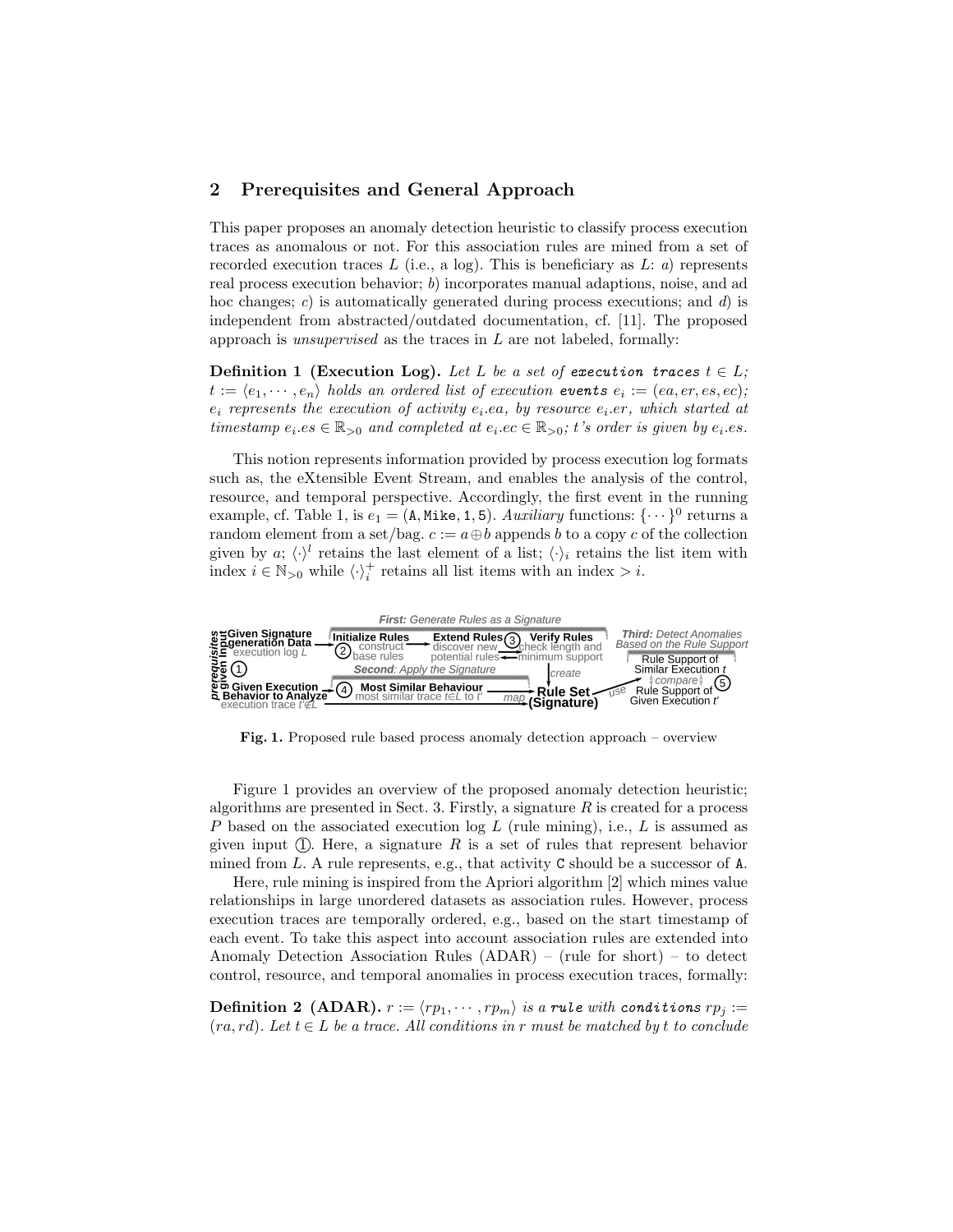## 2 Prerequisites and General Approach

This paper proposes an anomaly detection heuristic to classify process execution traces as anomalous or not. For this association rules are mined from a set of recorded execution traces $L$ (i.e., a log). This is beneficiary as $L$: *a*) represents real process execution behavior; *b*) incorporates manual adaptions, noise, and ad hoc changes; *c*) is automatically generated during process executions; and *d*) is independent from abstracted/outdated documentation, cf. [11]. The proposed approach is *unsupervised* as the traces in $L$ are not labeled, formally:

**Definition 1 (Execution Log).** *Let $L$ be a set of* ***execution traces*** *$t \in L$; $t := \langle e_1, \cdots, e_n \rangle$ holds an ordered list of execution* ***events*** *$e_i := (ea, er, es, ec)$; $e_i$ represents the execution of activity $e_i.ea$, by resource $e_i.er$, which started at timestamp $e_i.es \in \mathbb{R}_{>0}$ and completed at $e_i.ec \in \mathbb{R}_{>0}$; $t$'s order is given by $e_i.es$.*

This notion represents information provided by process execution log formats such as, the eXtensible Event Stream, and enables the analysis of the control, resource, and temporal perspective. Accordingly, the first event in the running example, cf. Table 1, is $e_1 = (\texttt{A}, \texttt{Mike}, 1, 5)$. *Auxiliary* functions: $\{\cdots\}^0$ returns a random element from a set/bag. $c := a \oplus b$ appends $b$ to a copy $c$ of the collection given by $a$; $\langle\cdot\rangle^l$ retains the last element of a list; $\langle\cdot\rangle_i$ retains the list item with index $i \in \mathbb{N}_{>0}$ while $\langle\cdot\rangle_i^+$ retains all list items with an index $> i$.

**Fig. 1.** Proposed rule based process anomaly detection approach – overview

Figure 1 provides an overview of the proposed anomaly detection heuristic; algorithms are presented in Sect. 3. Firstly, a signature $R$ is created for a process $P$ based on the associated execution log $L$ (rule mining), i.e., $L$ is assumed as given input ①. Here, a signature $R$ is a set of rules that represent behavior mined from $L$. A rule represents, e.g., that activity C should be a successor of A.

Here, rule mining is inspired from the Apriori algorithm [2] which mines value relationships in large unordered datasets as association rules. However, process execution traces are temporally ordered, e.g., based on the start timestamp of each event. To take this aspect into account association rules are extended into Anomaly Detection Association Rules (ADAR) – (rule for short) – to detect control, resource, and temporal anomalies in process execution traces, formally:

**Definition 2 (ADAR).** *$r := \langle rp_1, \cdots, rp_m \rangle$ is a* ***rule*** *with* ***conditions*** *$rp_j := (ra, rd)$. Let $t \in L$ be a trace. All conditions in $r$ must be matched by $t$ to conclude*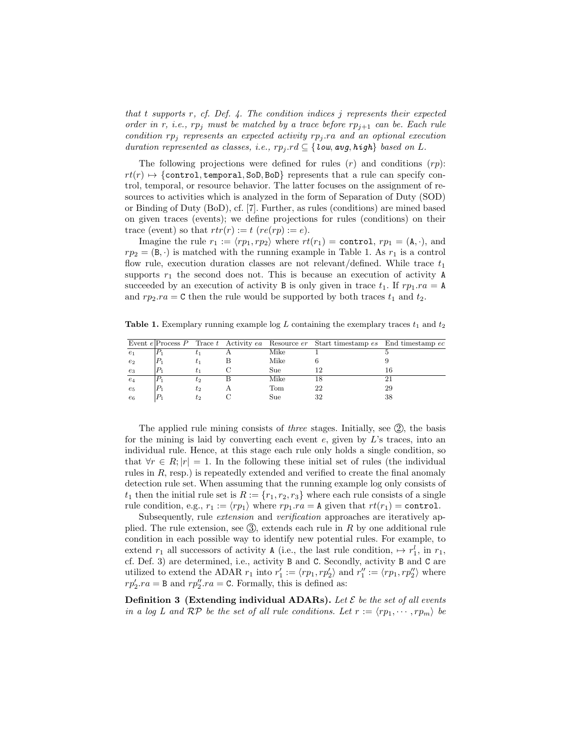*that t supports r, cf. Def. 4. The condition indices j represents their expected order in r, i.e., $rp_j$ must be matched by a trace before $rp_{j+1}$ can be. Each rule condition $rp_j$ represents an expected activity $rp_j.ra$ and an optional execution duration represented as classes, i.e., $rp_j.rd \subseteq \{$*low*, *avg*, *high*$\}$ *based on L.*

The following projections were defined for rules ($r$) and conditions ($rp$): $rt(r) \mapsto \{\texttt{control}, \texttt{temporal}, \texttt{SoD}, \texttt{BoD}\}$ represents that a rule can specify control, temporal, or resource behavior. The latter focuses on the assignment of resources to activities which is analyzed in the form of Separation of Duty (SOD) or Binding of Duty (BoD), cf. [7]. Further, as rules (conditions) are mined based on given traces (events); we define projections for rules (conditions) on their trace (event) so that $rtr(r) := t$ ($re(rp) := e$).

Imagine the rule $r_1 := \langle rp_1, rp_2 \rangle$ where $rt(r_1) = \texttt{control}$, $rp_1 = (\texttt{A}, \cdot)$, and $rp_2 = (\texttt{B}, \cdot)$ is matched with the running example in Table 1. As $r_1$ is a control flow rule, execution duration classes are not relevant/defined. While trace $t_1$ supports $r_1$ the second does not. This is because an execution of activity A succeeded by an execution of activity B is only given in trace $t_1$. If $rp_1.ra = \texttt{A}$ and $rp_2.ra = \texttt{C}$ then the rule would be supported by both traces $t_1$ and $t_2$.

**Table 1.** Exemplary running example log $L$ containing the exemplary traces $t_1$ and $t_2$

| Event $e$ | Process $P$ | Trace $t$ | Activity $ea$ | Resource $er$ | Start timestamp $es$ | End timestamp $ec$ |
|---|---|---|---|---|---|---|
| $e_1$ | $P_1$ | $t_1$ | A | Mike | 1 | 5 |
| $e_2$ | $P_1$ | $t_1$ | B | Mike | 6 | 9 |
| $e_3$ | $P_1$ | $t_1$ | C | Sue | 12 | 16 |
| $e_4$ | $P_1$ | $t_2$ | B | Mike | 18 | 21 |
| $e_5$ | $P_1$ | $t_2$ | A | Tom | 22 | 29 |
| $e_6$ | $P_1$ | $t_2$ | C | Sue | 32 | 38 |

The applied rule mining consists of *three* stages. Initially, see ②, the basis for the mining is laid by converting each event $e$, given by $L$'s traces, into an individual rule. Hence, at this stage each rule only holds a single condition, so that $\forall r \in R; |r| = 1$. In the following these initial set of rules (the individual rules in $R$, resp.) is repeatedly extended and verified to create the final anomaly detection rule set. When assuming that the running example log only consists of $t_1$ then the initial rule set is $R := \{r_1, r_2, r_3\}$ where each rule consists of a single rule condition, e.g., $r_1 := \langle rp_1 \rangle$ where $rp_1.ra = \texttt{A}$ given that $rt(r_1) = \texttt{control}$.

Subsequently, rule *extension* and *verification* approaches are iteratively applied. The rule extension, see ③, extends each rule in $R$ by one additional rule condition in each possible way to identify new potential rules. For example, to extend $r_1$ all successors of activity A (i.e., the last rule condition, $\mapsto r_1^l$, in $r_1$, cf. Def. 3) are determined, i.e., activity B and C. Secondly, activity B and C are utilized to extend the ADAR $r_1$ into $r_1' := \langle rp_1, rp_2' \rangle$ and $r_1'' := \langle rp_1, rp_2'' \rangle$ where $rp_2'.ra = \texttt{B}$ and $rp_2''.ra = \texttt{C}$. Formally, this is defined as:

**Definition 3 (Extending individual ADARs).** *Let $\mathcal{E}$ be the set of all events in a log L and $\mathcal{RP}$ be the set of all rule conditions. Let $r := \langle rp_1, \cdots, rp_m \rangle$ be*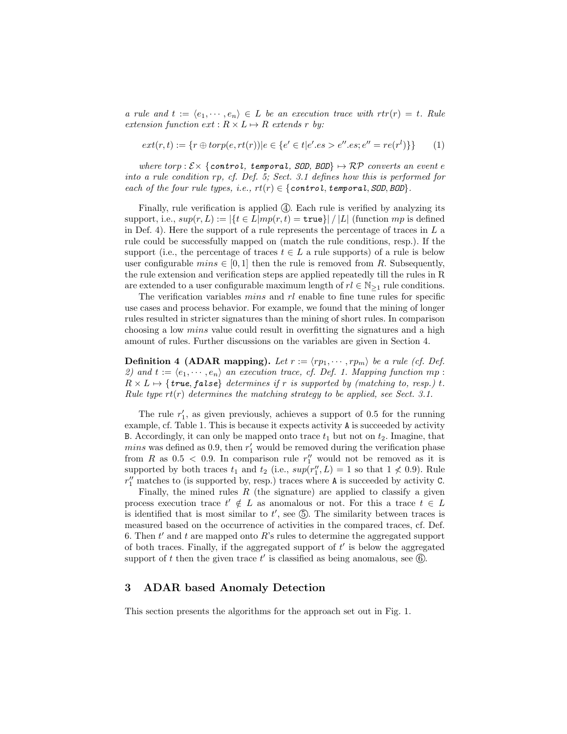*a rule and $t := \langle e_1, \cdots, e_n \rangle \in L$ be an execution trace with $rtr(r) = t$. Rule extension function $ext : R \times L \mapsto R$ extends r by:*

$$ext(r, t) := \{r \oplus torp(e, rt(r)) | e \in \{e' \in t | e'.es > e''.es; e'' = re(r^l)\}\} \qquad (1)$$

*where $torp : \mathcal{E} \times$ {`control`, `temporal`, SOD, BOD} $\mapsto \mathcal{RP}$ converts an event e into a rule condition rp, cf. Def. 5; Sect. 3.1 defines how this is performed for each of the four rule types, i.e., $rt(r) \in$ {`control`, `temporal`, SOD, BOD}.*

Finally, rule verification is applied ④. Each rule is verified by analyzing its support, i.e., $sup(r, L) := |\{t \in L | mp(r, t) = \texttt{true}\}| / |L|$ (function $mp$ is defined in Def. 4). Here the support of a rule represents the percentage of traces in $L$ a rule could be successfully mapped on (match the rule conditions, resp.). If the support (i.e., the percentage of traces $t \in L$ a rule supports) of a rule is below user configurable $mins \in [0, 1]$ then the rule is removed from $R$. Subsequently, the rule extension and verification steps are applied repeatedly till the rules in R are extended to a user configurable maximum length of $rl \in \mathbb{N}_{\geq 1}$ rule conditions.

The verification variables $mins$ and $rl$ enable to fine tune rules for specific use cases and process behavior. For example, we found that the mining of longer rules resulted in stricter signatures than the mining of short rules. In comparison choosing a low $mins$ value could result in overfitting the signatures and a high amount of rules. Further discussions on the variables are given in Section 4.

**Definition 4 (ADAR mapping).** *Let $r := \langle rp_1, \cdots, rp_m \rangle$ be a rule (cf. Def. 2) and $t := \langle e_1, \cdots, e_n \rangle$ an execution trace, cf. Def. 1. Mapping function $mp : R \times L \mapsto$ {`true`, `false`} determines if r is supported by (matching to, resp.) t. Rule type $rt(r)$ determines the matching strategy to be applied, see Sect. 3.1.*

The rule $r_1'$, as given previously, achieves a support of 0.5 for the running example, cf. Table 1. This is because it expects activity `A` is succeeded by activity `B`. Accordingly, it can only be mapped onto trace $t_1$ but not on $t_2$. Imagine, that $mins$ was defined as 0.9, then $r_1'$ would be removed during the verification phase from $R$ as $0.5 < 0.9$. In comparison rule $r_1''$ would not be removed as it is supported by both traces $t_1$ and $t_2$ (i.e., $sup(r_1'', L) = 1$ so that $1 \not< 0.9$). Rule $r_1''$ matches to (is supported by, resp.) traces where `A` is succeeded by activity `C`.

Finally, the mined rules $R$ (the signature) are applied to classify a given process execution trace $t' \notin L$ as anomalous or not. For this a trace $t \in L$ is identified that is most similar to $t'$, see ⑤. The similarity between traces is measured based on the occurrence of activities in the compared traces, cf. Def. 6. Then $t'$ and $t$ are mapped onto $R$'s rules to determine the aggregated support of both traces. Finally, if the aggregated support of $t'$ is below the aggregated support of $t$ then the given trace $t'$ is classified as being anomalous, see ⑥.

## 3 ADAR based Anomaly Detection

This section presents the algorithms for the approach set out in Fig. 1.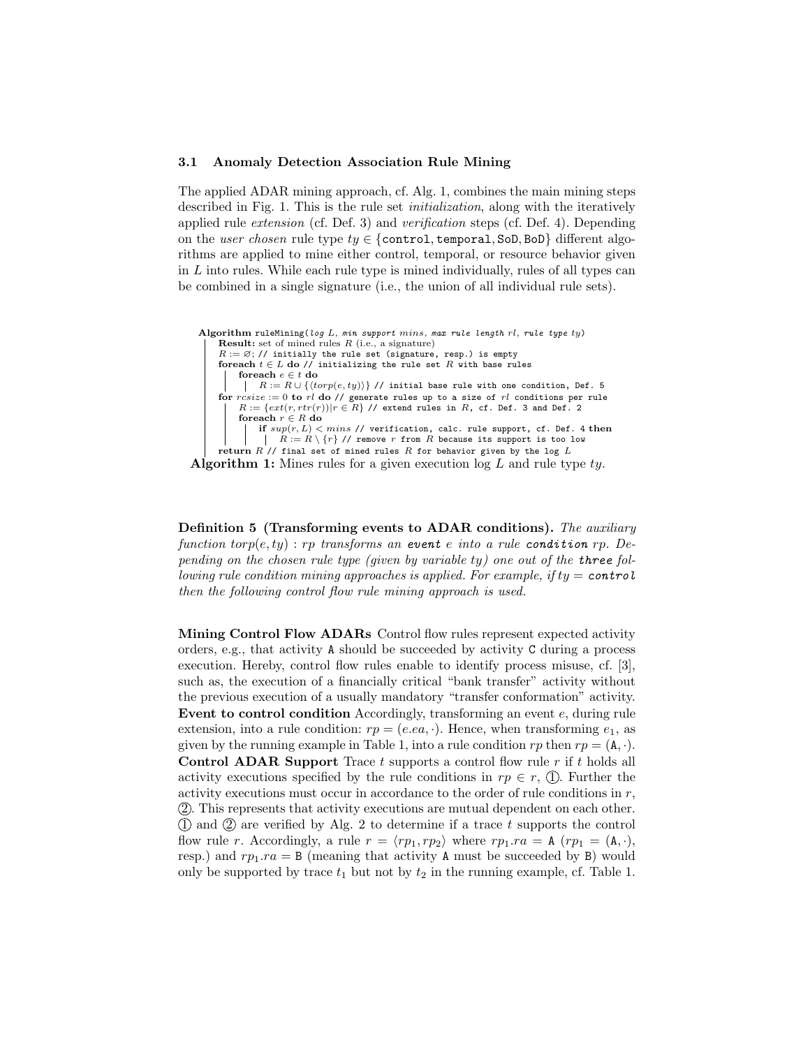### 3.1 Anomaly Detection Association Rule Mining

The applied ADAR mining approach, cf. Alg. 1, combines the main mining steps described in Fig. 1. This is the rule set *initialization*, along with the iteratively applied rule *extension* (cf. Def. 3) and *verification* steps (cf. Def. 4). Depending on the *user chosen* rule type $ty \in \{\texttt{control}, \texttt{temporal}, \texttt{SoD}, \texttt{BoD}\}$ different algorithms are applied to mine either control, temporal, or resource behavior given in $L$ into rules. While each rule type is mined individually, rules of all types can be combined in a single signature (i.e., the union of all individual rule sets).

```
Algorithm ruleMining(log L, min support mins, max rule length rl, rule type ty)
    Result: set of mined rules R (i.e., a signature)
    R := ∅; // initially the rule set (signature, resp.) is empty
    foreach t ∈ L do // initializing the rule set R with base rules
        foreach e ∈ t do
            R := R ∪ {⟨torp(e, ty)⟩} // initial base rule with one condition, Def. 5
    for rcsize := 0 to rl do // generate rules up to a size of rl conditions per rule
        R := {ext(r, rtr(r))|r ∈ R} // extend rules in R, cf. Def. 3 and Def. 2
        foreach r ∈ R do
            if sup(r, L) < mins // verification, calc. rule support, cf. Def. 4 then
                R := R \ {r} // remove r from R because its support is too low
    return R // final set of mined rules R for behavior given by the log L
```

**Algorithm 1:** Mines rules for a given execution log $L$ and rule type $ty$.

**Definition 5 (Transforming events to ADAR conditions).** *The auxiliary function $torp(e, ty) : rp$ transforms an **event** $e$ into a rule **condition** $rp$. Depending on the chosen rule type (given by variable $ty$) one out of the **three** following rule condition mining approaches is applied. For example, if $ty =$ **`control`** then the following control flow rule mining approach is used.*

**Mining Control Flow ADARs** Control flow rules represent expected activity orders, e.g., that activity `A` should be succeeded by activity `C` during a process execution. Hereby, control flow rules enable to identify process misuse, cf. [3], such as, the execution of a financially critical "bank transfer" activity without the previous execution of a usually mandatory "transfer conformation" activity.
**Event to control condition** Accordingly, transforming an event $e$, during rule extension, into a rule condition: $rp = (e.ea, \cdot)$. Hence, when transforming $e_1$, as given by the running example in Table 1, into a rule condition $rp$ then $rp = (\texttt{A}, \cdot)$.
**Control ADAR Support** Trace $t$ supports a control flow rule $r$ if $t$ holds all activity executions specified by the rule conditions in $rp \in r$, ①. Further the activity executions must occur in accordance to the order of rule conditions in $r$, ②. This represents that activity executions are mutual dependent on each other. ① and ② are verified by Alg. 2 to determine if a trace $t$ supports the control flow rule $r$. Accordingly, a rule $r = \langle rp_1, rp_2 \rangle$ where $rp_1.ra = \texttt{A}$ ($rp_1 = (\texttt{A}, \cdot)$, resp.) and $rp_1.ra = \texttt{B}$ (meaning that activity `A` must be succeeded by `B`) would only be supported by trace $t_1$ but not by $t_2$ in the running example, cf. Table 1.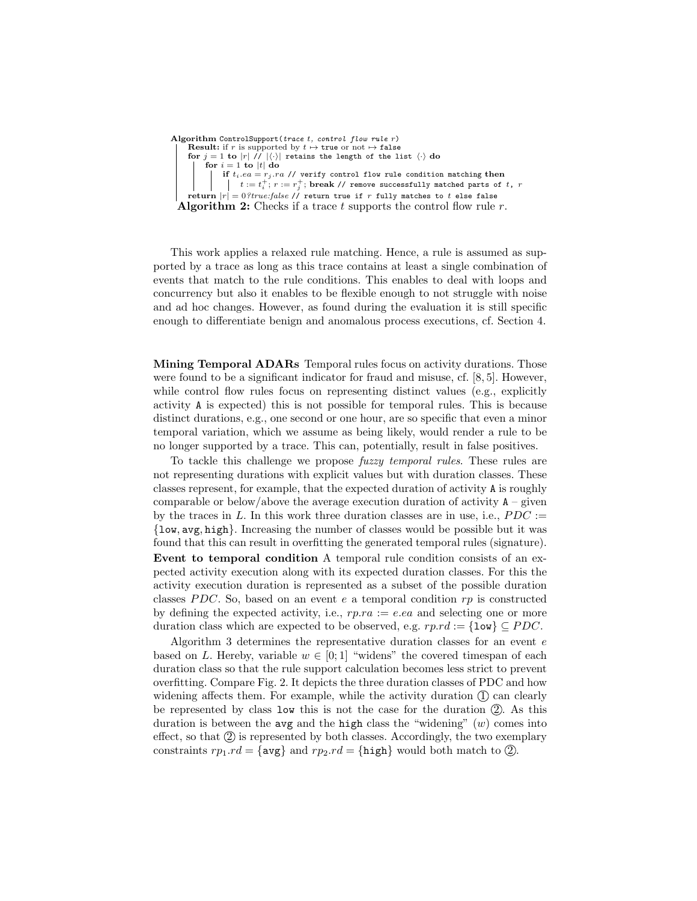```
Algorithm ControlSupport(trace t, control flow rule r)
  Result: if r is supported by t ↦ true or not ↦ false
  for j = 1 to |r| // |⟨·⟩| retains the length of the list ⟨·⟩ do
    for i = 1 to |t| do
      if t_i.ea = r_j.ra // verify control flow rule condition matching then
        t := t_i^+; r := r_j^+; break // remove successfully matched parts of t, r
  return |r| = 0 ? true:false // return true if r fully matches to t else false
```

**Algorithm 2:** Checks if a trace $t$ supports the control flow rule $r$.

This work applies a relaxed rule matching. Hence, a rule is assumed as supported by a trace as long as this trace contains at least a single combination of events that match to the rule conditions. This enables to deal with loops and concurrency but also it enables to be flexible enough to not struggle with noise and ad hoc changes. However, as found during the evaluation it is still specific enough to differentiate benign and anomalous process executions, cf. Section 4.

**Mining Temporal ADARs** Temporal rules focus on activity durations. Those were found to be a significant indicator for fraud and misuse, cf. [8, 5]. However, while control flow rules focus on representing distinct values (e.g., explicitly activity A is expected) this is not possible for temporal rules. This is because distinct durations, e.g., one second or one hour, are so specific that even a minor temporal variation, which we assume as being likely, would render a rule to be no longer supported by a trace. This can, potentially, result in false positives.

To tackle this challenge we propose *fuzzy temporal rules*. These rules are not representing durations with explicit values but with duration classes. These classes represent, for example, that the expected duration of activity A is roughly comparable or below/above the average execution duration of activity A – given by the traces in $L$. In this work three duration classes are in use, i.e., $PDC := \{\texttt{low}, \texttt{avg}, \texttt{high}\}$. Increasing the number of classes would be possible but it was found that this can result in overfitting the generated temporal rules (signature).

**Event to temporal condition** A temporal rule condition consists of an expected activity execution along with its expected duration classes. For this the activity execution duration is represented as a subset of the possible duration classes $PDC$. So, based on an event $e$ a temporal condition $rp$ is constructed by defining the expected activity, i.e., $rp.ra := e.ea$ and selecting one or more duration class which are expected to be observed, e.g. $rp.rd := \{\texttt{low}\} \subseteq PDC$.

Algorithm 3 determines the representative duration classes for an event $e$ based on $L$. Hereby, variable $w \in [0; 1]$ "widens" the covered timespan of each duration class so that the rule support calculation becomes less strict to prevent overfitting. Compare Fig. 2. It depicts the three duration classes of PDC and how widening affects them. For example, while the activity duration ① can clearly be represented by class low this is not the case for the duration ②. As this duration is between the avg and the high class the "widening" ($w$) comes into effect, so that ② is represented by both classes. Accordingly, the two exemplary constraints $rp_1.rd = \{\texttt{avg}\}$ and $rp_2.rd = \{\texttt{high}\}$ would both match to ②.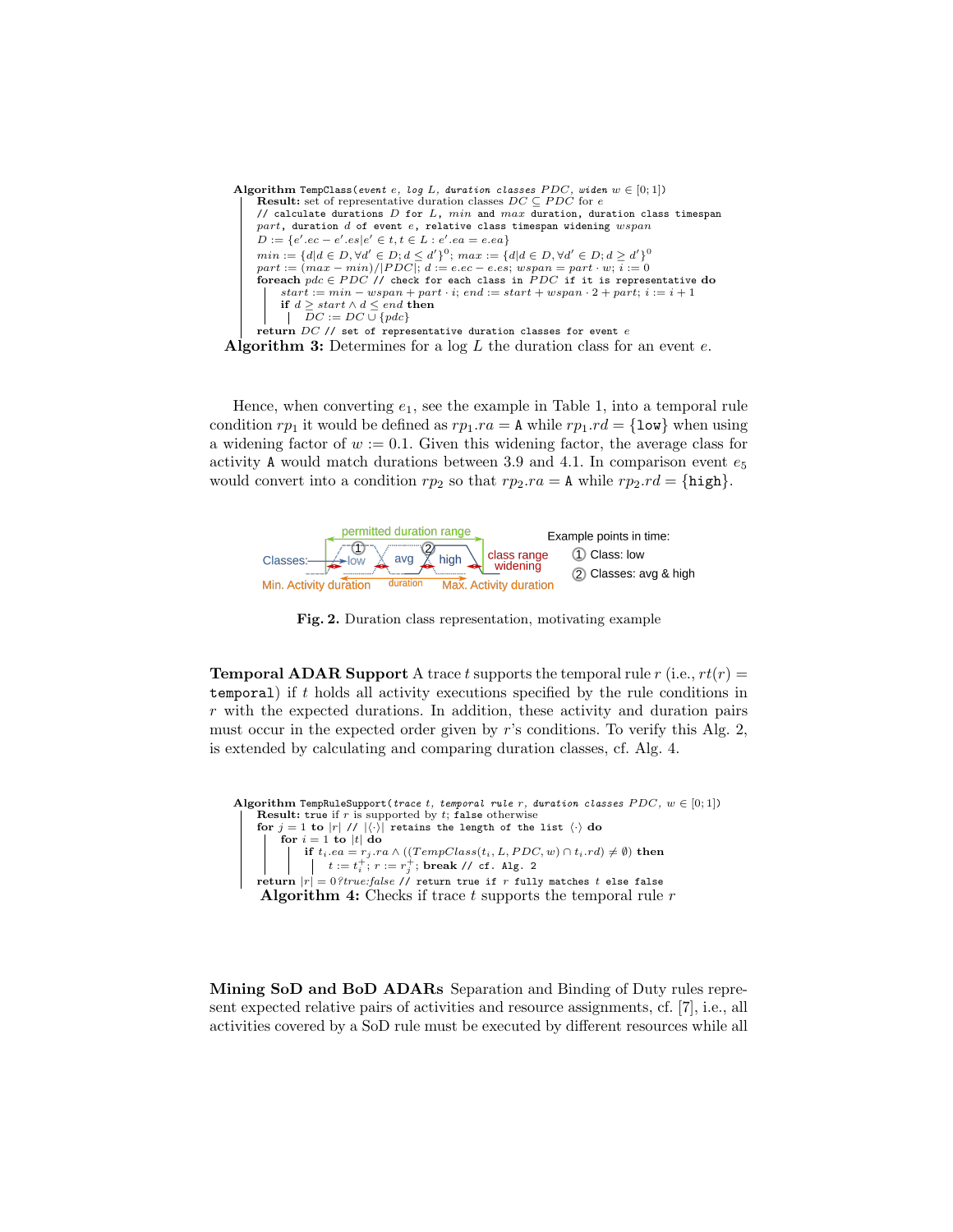```
Algorithm TempClass(event e, log L, duration classes PDC, widen w ∈ [0; 1])
    Result: set of representative duration classes DC ⊆ PDC for e
    // calculate durations D for L, min and max duration, duration class timespan
    part, duration d of event e, relative class timespan widening wspan
    D := {e'.ec − e'.es | e' ∈ t, t ∈ L : e'.ea = e.ea}
    min := {d | d ∈ D, ∀d' ∈ D; d ≤ d'}^0; max := {d | d ∈ D, ∀d' ∈ D; d ≥ d'}^0
    part := (max − min)/|PDC|; d := e.ec − e.es; wspan = part · w; i := 0
    foreach pdc ∈ PDC // check for each class in PDC if it is representative do
        start := min − wspan + part · i; end := start + wspan · 2 + part; i := i + 1
        if d ≥ start ∧ d ≤ end then
            DC := DC ∪ {pdc}
    return DC // set of representative duration classes for event e
```

**Algorithm 3:** Determines for a log $L$ the duration class for an event $e$.

Hence, when converting $e_1$, see the example in Table 1, into a temporal rule condition $rp_1$ it would be defined as $rp_1.ra = \mathtt{A}$ while $rp_1.rd = \{\mathtt{low}\}$ when using a widening factor of $w := 0.1$. Given this widening factor, the average class for activity A would match durations between 3.9 and 4.1. In comparison event $e_5$ would convert into a condition $rp_2$ so that $rp_2.ra = \mathtt{A}$ while $rp_2.rd = \{\mathtt{high}\}$.

**Fig. 2.** Duration class representation, motivating example

**Temporal ADAR Support** A trace $t$ supports the temporal rule $r$ (i.e., $rt(r) = \mathtt{temporal}$) if $t$ holds all activity executions specified by the rule conditions in $r$ with the expected durations. In addition, these activity and duration pairs must occur in the expected order given by $r$'s conditions. To verify this Alg. 2, is extended by calculating and comparing duration classes, cf. Alg. 4.

```
Algorithm TempRuleSupport(trace t, temporal rule r, duration classes PDC, w ∈ [0; 1])
    Result: true if r is supported by t; false otherwise
    for j = 1 to |r| // |⟨·⟩| retains the length of the list ⟨·⟩ do
        for i = 1 to |t| do
            if t_i.ea = r_j.ra ∧ ((TempClass(t_i, L, PDC, w) ∩ t_i.rd) ≠ ∅) then
                t := t_i^+; r := r_j^+; break // cf. Alg. 2
    return |r| = 0 ? true : false // return true if r fully matches t else false
```

**Algorithm 4:** Checks if trace $t$ supports the temporal rule $r$

**Mining SoD and BoD ADARs** Separation and Binding of Duty rules represent expected relative pairs of activities and resource assignments, cf. [7], i.e., all activities covered by a SoD rule must be executed by different resources while all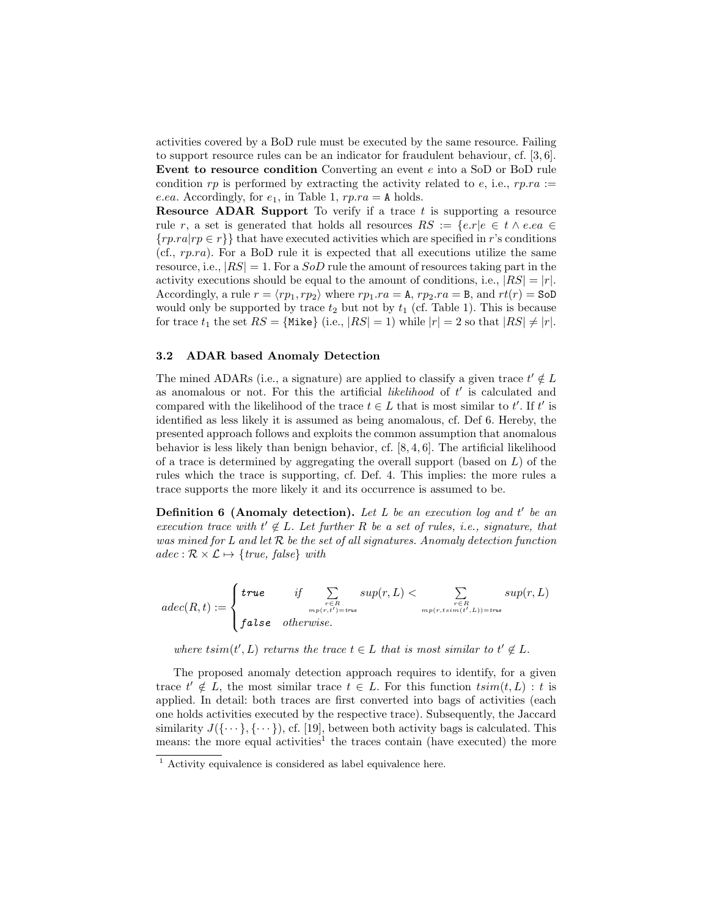activities covered by a BoD rule must be executed by the same resource. Failing to support resource rules can be an indicator for fraudulent behaviour, cf. [3, 6].

**Event to resource condition** Converting an event $e$ into a SoD or BoD rule condition $rp$ is performed by extracting the activity related to $e$, i.e., $rp.ra := e.ea$. Accordingly, for $e_1$, in Table 1, $rp.ra = \texttt{A}$ holds.

**Resource ADAR Support** To verify if a trace $t$ is supporting a resource rule $r$, a set is generated that holds all resources $RS := \{e.r | e \in t \wedge e.ea \in \{rp.ra | rp \in r\}\}$ that have executed activities which are specified in $r$'s conditions (cf., $rp.ra$). For a BoD rule it is expected that all executions utilize the same resource, i.e., $|RS| = 1$. For a $SoD$ rule the amount of resources taking part in the activity executions should be equal to the amount of conditions, i.e., $|RS| = |r|$. Accordingly, a rule $r = \langle rp_1, rp_2 \rangle$ where $rp_1.ra = \texttt{A}$, $rp_2.ra = \texttt{B}$, and $rt(r) = \texttt{SoD}$ would only be supported by trace $t_2$ but not by $t_1$ (cf. Table 1). This is because for trace $t_1$ the set $RS = \{\texttt{Mike}\}$ (i.e., $|RS| = 1$) while $|r| = 2$ so that $|RS| \neq |r|$.

### 3.2 ADAR based Anomaly Detection

The mined ADARs (i.e., a signature) are applied to classify a given trace $t' \notin L$ as anomalous or not. For this the artificial *likelihood* of $t'$ is calculated and compared with the likelihood of the trace $t \in L$ that is most similar to $t'$. If $t'$ is identified as less likely it is assumed as being anomalous, cf. Def 6. Hereby, the presented approach follows and exploits the common assumption that anomalous behavior is less likely than benign behavior, cf. [8, 4, 6]. The artificial likelihood of a trace is determined by aggregating the overall support (based on $L$) of the rules which the trace is supporting, cf. Def. 4. This implies: the more rules a trace supports the more likely it and its occurrence is assumed to be.

**Definition 6 (Anomaly detection).** *Let $L$ be an execution log and $t'$ be an execution trace with $t' \notin L$. Let further $R$ be a set of rules, i.e., signature, that was mined for $L$ and let $\mathcal{R}$ be the set of all signatures. Anomaly detection function $adec : \mathcal{R} \times \mathcal{L} \mapsto \{true, false\}$ with*

$$adec(R, t) := \begin{cases} \texttt{true} & \text{if} \sum\limits_{\substack{r \in R \\ mp(r,t')=\texttt{true}}} sup(r, L) < \sum\limits_{\substack{r \in R \\ mp(r,tsim(t',L))=\texttt{true}}} sup(r, L) \\ \texttt{false} & \text{otherwise.} \end{cases}$$

*where $tsim(t', L)$ returns the trace $t \in L$ that is most similar to $t' \notin L$.*

The proposed anomaly detection approach requires to identify, for a given trace $t' \notin L$, the most similar trace $t \in L$. For this function $tsim(t, L) : t$ is applied. In detail: both traces are first converted into bags of activities (each one holds activities executed by the respective trace). Subsequently, the Jaccard similarity $J(\{\cdots\}, \{\cdots\})$, cf. [19], between both activity bags is calculated. This means: the more equal activities[1] the traces contain (have executed) the more

[1] Activity equivalence is considered as label equivalence here.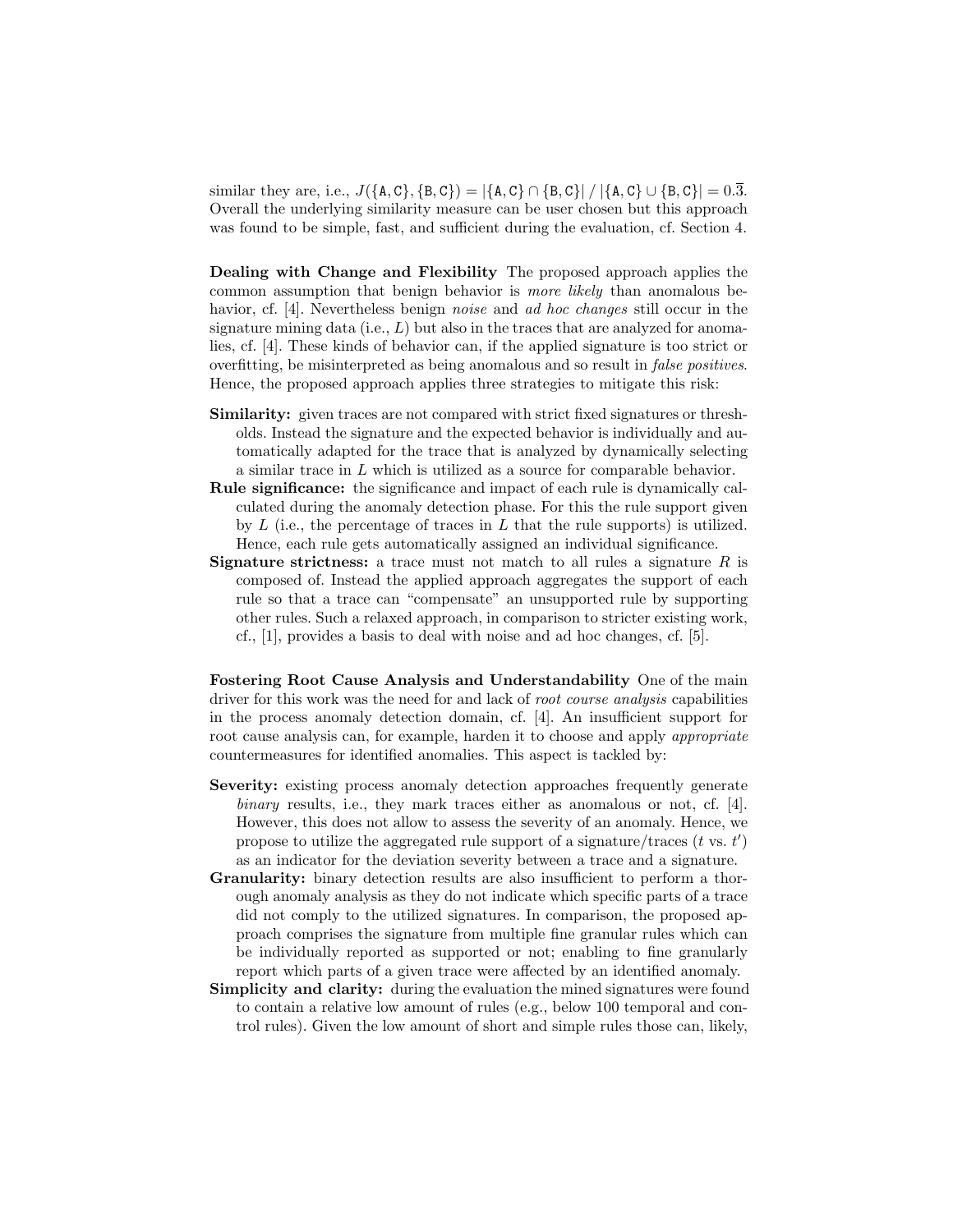similar they are, i.e., $J(\{\texttt{A},\texttt{C}\},\{\texttt{B},\texttt{C}\}) = |\{\texttt{A},\texttt{C}\} \cap \{\texttt{B},\texttt{C}\}| \,/\, |\{\texttt{A},\texttt{C}\} \cup \{\texttt{B},\texttt{C}\}| = 0.\overline{3}$. Overall the underlying similarity measure can be user chosen but this approach was found to be simple, fast, and sufficient during the evaluation, cf. Section 4.

**Dealing with Change and Flexibility** The proposed approach applies the common assumption that benign behavior is *more likely* than anomalous behavior, cf. [4]. Nevertheless benign *noise* and *ad hoc changes* still occur in the signature mining data (i.e., $L$) but also in the traces that are analyzed for anomalies, cf. [4]. These kinds of behavior can, if the applied signature is too strict or overfitting, be misinterpreted as being anomalous and so result in *false positives*. Hence, the proposed approach applies three strategies to mitigate this risk:

- **Similarity:** given traces are not compared with strict fixed signatures or thresholds. Instead the signature and the expected behavior is individually and automatically adapted for the trace that is analyzed by dynamically selecting a similar trace in $L$ which is utilized as a source for comparable behavior.
- **Rule significance:** the significance and impact of each rule is dynamically calculated during the anomaly detection phase. For this the rule support given by $L$ (i.e., the percentage of traces in $L$ that the rule supports) is utilized. Hence, each rule gets automatically assigned an individual significance.
- **Signature strictness:** a trace must not match to all rules a signature $R$ is composed of. Instead the applied approach aggregates the support of each rule so that a trace can "compensate" an unsupported rule by supporting other rules. Such a relaxed approach, in comparison to stricter existing work, cf., [1], provides a basis to deal with noise and ad hoc changes, cf. [5].

**Fostering Root Cause Analysis and Understandability** One of the main driver for this work was the need for and lack of *root course analysis* capabilities in the process anomaly detection domain, cf. [4]. An insufficient support for root cause analysis can, for example, harden it to choose and apply *appropriate* countermeasures for identified anomalies. This aspect is tackled by:

- **Severity:** existing process anomaly detection approaches frequently generate *binary* results, i.e., they mark traces either as anomalous or not, cf. [4]. However, this does not allow to assess the severity of an anomaly. Hence, we propose to utilize the aggregated rule support of a signature/traces ($t$ vs. $t'$) as an indicator for the deviation severity between a trace and a signature.
- **Granularity:** binary detection results are also insufficient to perform a thorough anomaly analysis as they do not indicate which specific parts of a trace did not comply to the utilized signatures. In comparison, the proposed approach comprises the signature from multiple fine granular rules which can be individually reported as supported or not; enabling to fine granularly report which parts of a given trace were affected by an identified anomaly.
- **Simplicity and clarity:** during the evaluation the mined signatures were found to contain a relative low amount of rules (e.g., below 100 temporal and control rules). Given the low amount of short and simple rules those can, likely,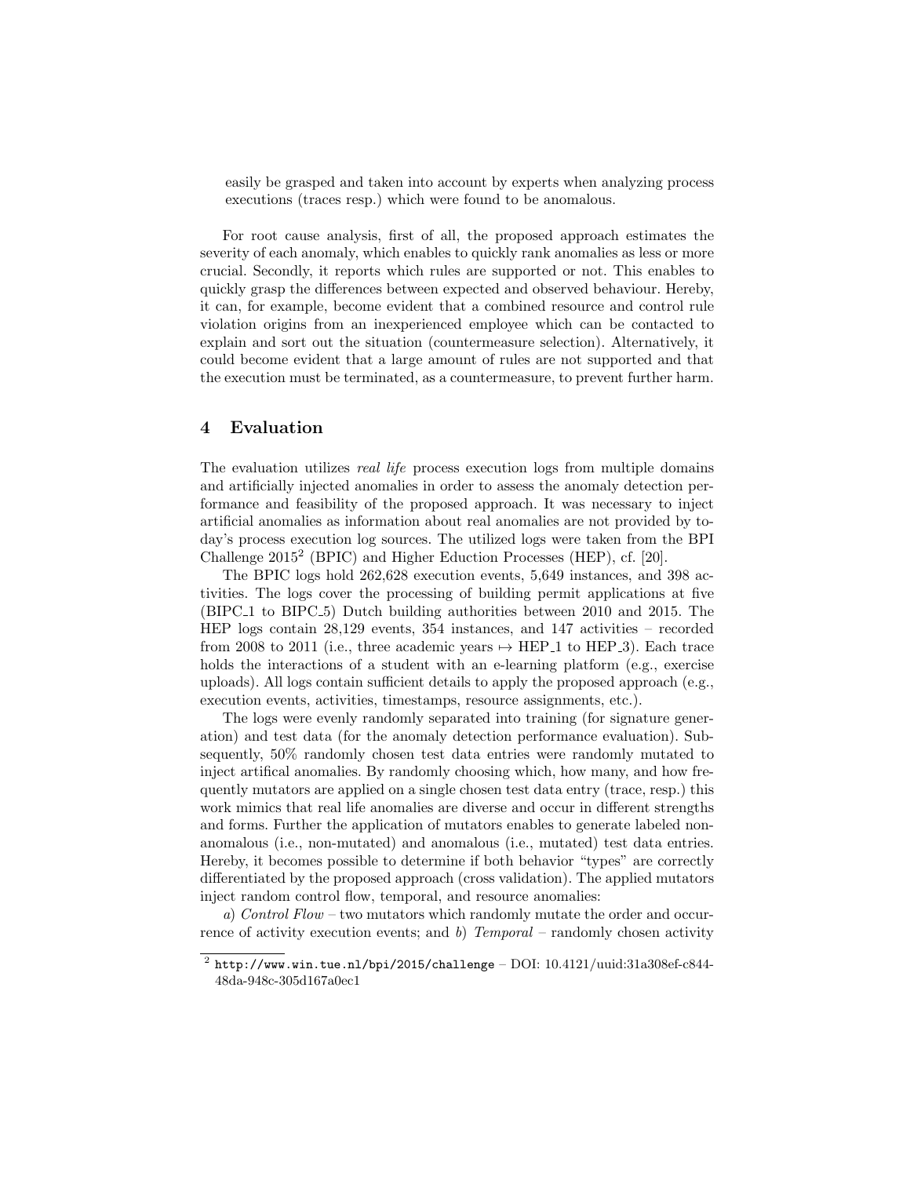easily be grasped and taken into account by experts when analyzing process executions (traces resp.) which were found to be anomalous.

For root cause analysis, first of all, the proposed approach estimates the severity of each anomaly, which enables to quickly rank anomalies as less or more crucial. Secondly, it reports which rules are supported or not. This enables to quickly grasp the differences between expected and observed behaviour. Hereby, it can, for example, become evident that a combined resource and control rule violation origins from an inexperienced employee which can be contacted to explain and sort out the situation (countermeasure selection). Alternatively, it could become evident that a large amount of rules are not supported and that the execution must be terminated, as a countermeasure, to prevent further harm.

## 4 Evaluation

The evaluation utilizes *real life* process execution logs from multiple domains and artificially injected anomalies in order to assess the anomaly detection performance and feasibility of the proposed approach. It was necessary to inject artificial anomalies as information about real anomalies are not provided by today's process execution log sources. The utilized logs were taken from the BPI Challenge 2015[2] (BPIC) and Higher Eduction Processes (HEP), cf. [20].

The BPIC logs hold 262,628 execution events, 5,649 instances, and 398 activities. The logs cover the processing of building permit applications at five (BIPC_1 to BIPC_5) Dutch building authorities between 2010 and 2015. The HEP logs contain 28,129 events, 354 instances, and 147 activities – recorded from 2008 to 2011 (i.e., three academic years $\mapsto$ HEP_1 to HEP_3). Each trace holds the interactions of a student with an e-learning platform (e.g., exercise uploads). All logs contain sufficient details to apply the proposed approach (e.g., execution events, activities, timestamps, resource assignments, etc.).

The logs were evenly randomly separated into training (for signature generation) and test data (for the anomaly detection performance evaluation). Subsequently, 50% randomly chosen test data entries were randomly mutated to inject artifical anomalies. By randomly choosing which, how many, and how frequently mutators are applied on a single chosen test data entry (trace, resp.) this work mimics that real life anomalies are diverse and occur in different strengths and forms. Further the application of mutators enables to generate labeled non-anomalous (i.e., non-mutated) and anomalous (i.e., mutated) test data entries. Hereby, it becomes possible to determine if both behavior "types" are correctly differentiated by the proposed approach (cross validation). The applied mutators inject random control flow, temporal, and resource anomalies:

*a) Control Flow* – two mutators which randomly mutate the order and occurrence of activity execution events; and *b) Temporal* – randomly chosen activity

[2] http://www.win.tue.nl/bpi/2015/challenge – DOI: 10.4121/uuid:31a308ef-c844-48da-948c-305d167a0ec1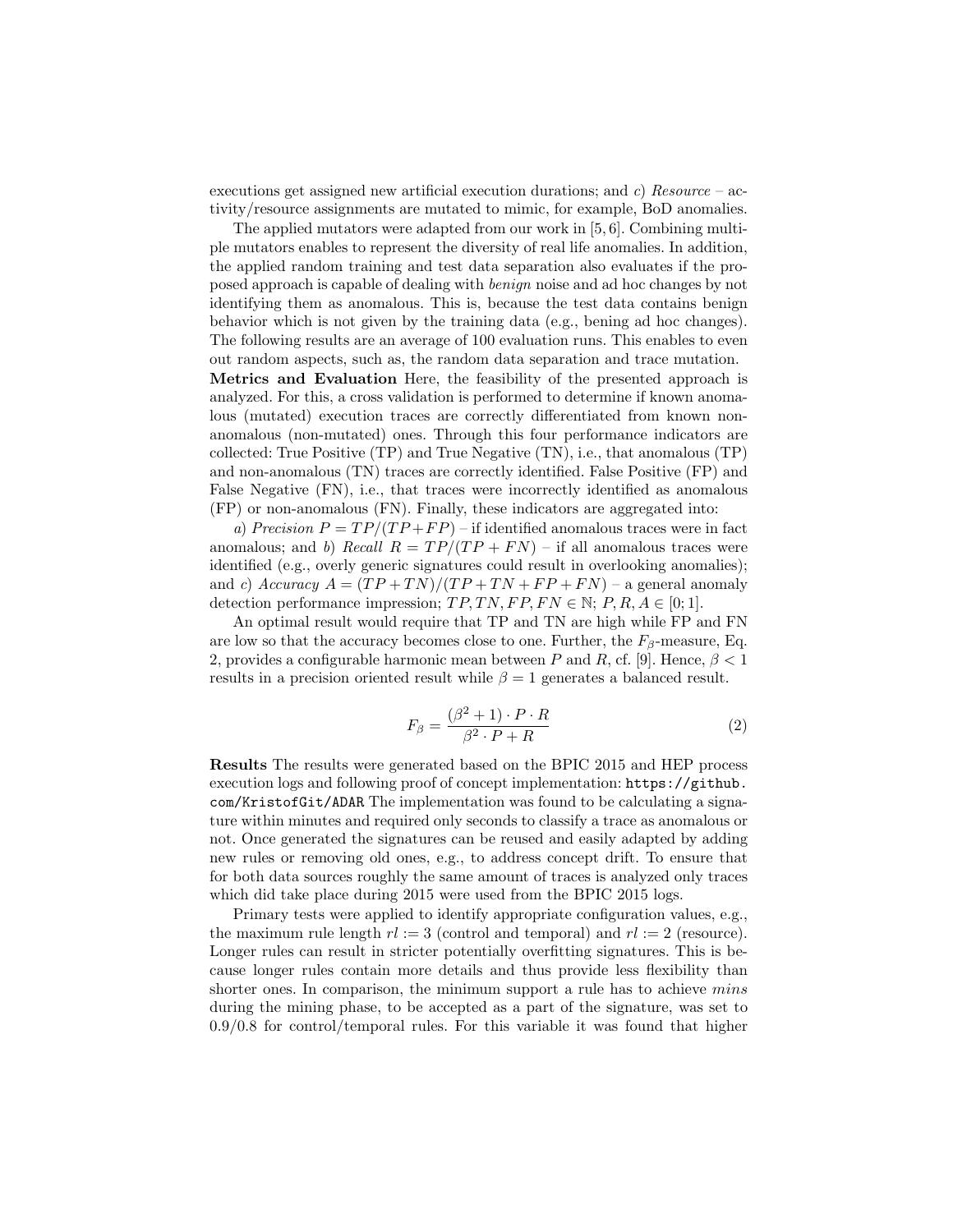executions get assigned new artificial execution durations; and *c*) *Resource* – activity/resource assignments are mutated to mimic, for example, BoD anomalies.

The applied mutators were adapted from our work in [5, 6]. Combining multiple mutators enables to represent the diversity of real life anomalies. In addition, the applied random training and test data separation also evaluates if the proposed approach is capable of dealing with *benign* noise and ad hoc changes by not identifying them as anomalous. This is, because the test data contains benign behavior which is not given by the training data (e.g., bening ad hoc changes). The following results are an average of 100 evaluation runs. This enables to even out random aspects, such as, the random data separation and trace mutation.

**Metrics and Evaluation** Here, the feasibility of the presented approach is analyzed. For this, a cross validation is performed to determine if known anomalous (mutated) execution traces are correctly differentiated from known non-anomalous (non-mutated) ones. Through this four performance indicators are collected: True Positive (TP) and True Negative (TN), i.e., that anomalous (TP) and non-anomalous (TN) traces are correctly identified. False Positive (FP) and False Negative (FN), i.e., that traces were incorrectly identified as anomalous (FP) or non-anomalous (FN). Finally, these indicators are aggregated into:

*a*) *Precision* $P = TP/(TP+FP)$ – if identified anomalous traces were in fact anomalous; and *b*) *Recall* $R = TP/(TP + FN)$ – if all anomalous traces were identified (e.g., overly generic signatures could result in overlooking anomalies); and *c*) *Accuracy* $A = (TP + TN)/(TP + TN + FP + FN)$ – a general anomaly detection performance impression; $TP, TN, FP, FN \in \mathbb{N}$; $P, R, A \in [0; 1]$.

An optimal result would require that TP and TN are high while FP and FN are low so that the accuracy becomes close to one. Further, the $F_\beta$-measure, Eq. 2, provides a configurable harmonic mean between $P$ and $R$, cf. [9]. Hence, $\beta < 1$ results in a precision oriented result while $\beta = 1$ generates a balanced result.

$$F_\beta = \frac{(\beta^2 + 1) \cdot P \cdot R}{\beta^2 \cdot P + R} \tag{2}$$

**Results** The results were generated based on the BPIC 2015 and HEP process execution logs and following proof of concept implementation: `https://github.com/KristofGit/ADAR` The implementation was found to be calculating a signature within minutes and required only seconds to classify a trace as anomalous or not. Once generated the signatures can be reused and easily adapted by adding new rules or removing old ones, e.g., to address concept drift. To ensure that for both data sources roughly the same amount of traces is analyzed only traces which did take place during 2015 were used from the BPIC 2015 logs.

Primary tests were applied to identify appropriate configuration values, e.g., the maximum rule length $rl := 3$ (control and temporal) and $rl := 2$ (resource). Longer rules can result in stricter potentially overfitting signatures. This is because longer rules contain more details and thus provide less flexibility than shorter ones. In comparison, the minimum support a rule has to achieve *mins* during the mining phase, to be accepted as a part of the signature, was set to 0.9/0.8 for control/temporal rules. For this variable it was found that higher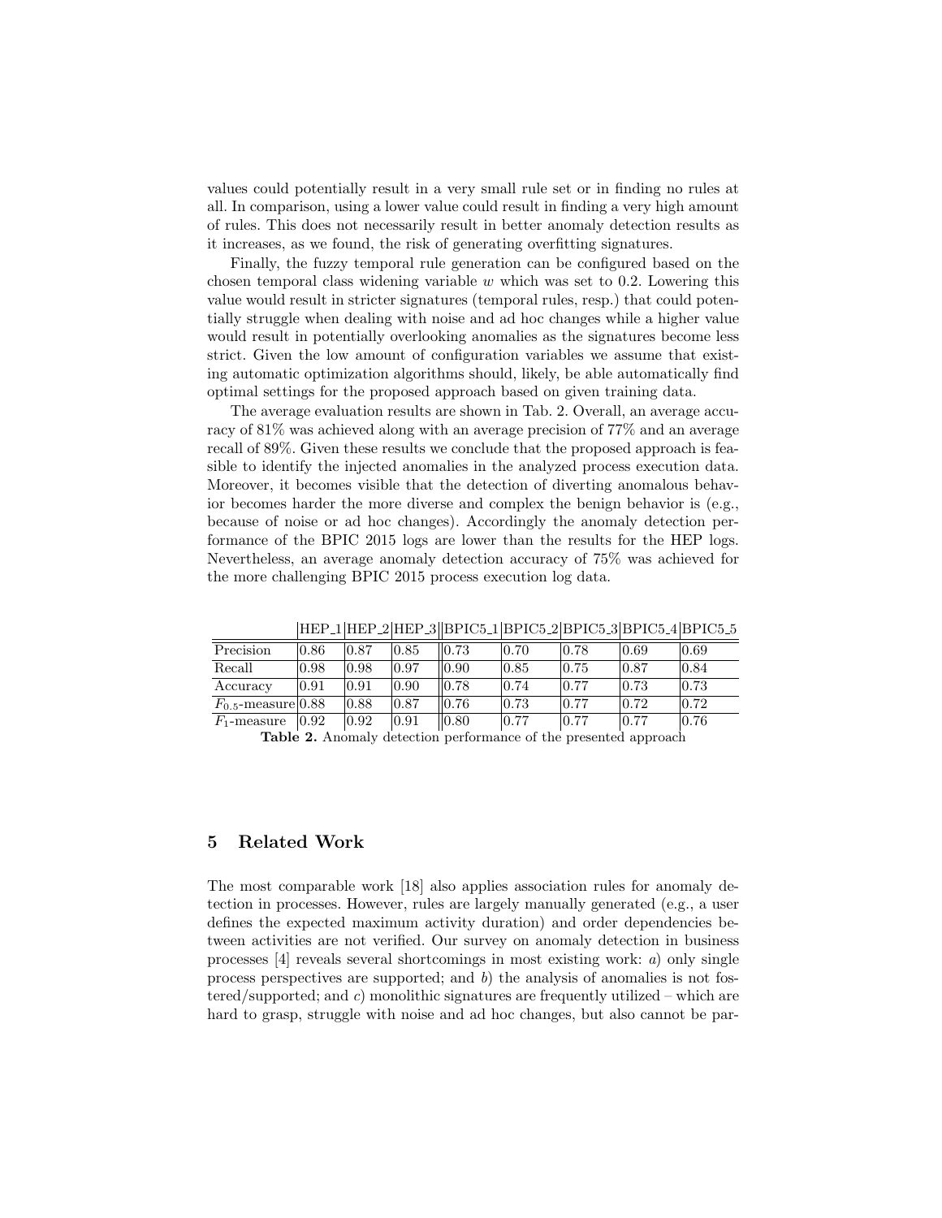values could potentially result in a very small rule set or in finding no rules at all. In comparison, using a lower value could result in finding a very high amount of rules. This does not necessarily result in better anomaly detection results as it increases, as we found, the risk of generating overfitting signatures.

Finally, the fuzzy temporal rule generation can be configured based on the chosen temporal class widening variable $w$ which was set to 0.2. Lowering this value would result in stricter signatures (temporal rules, resp.) that could potentially struggle when dealing with noise and ad hoc changes while a higher value would result in potentially overlooking anomalies as the signatures become less strict. Given the low amount of configuration variables we assume that existing automatic optimization algorithms should, likely, be able automatically find optimal settings for the proposed approach based on given training data.

The average evaluation results are shown in Tab. 2. Overall, an average accuracy of 81% was achieved along with an average precision of 77% and an average recall of 89%. Given these results we conclude that the proposed approach is feasible to identify the injected anomalies in the analyzed process execution data. Moreover, it becomes visible that the detection of diverting anomalous behavior becomes harder the more diverse and complex the benign behavior is (e.g., because of noise or ad hoc changes). Accordingly the anomaly detection performance of the BPIC 2015 logs are lower than the results for the HEP logs. Nevertheless, an average anomaly detection accuracy of 75% was achieved for the more challenging BPIC 2015 process execution log data.

| | HEP_1 | HEP_2 | HEP_3 | BPIC5_1 | BPIC5_2 | BPIC5_3 | BPIC5_4 | BPIC5_5 |
|---|---|---|---|---|---|---|---|---|
| Precision | 0.86 | 0.87 | 0.85 | 0.73 | 0.70 | 0.78 | 0.69 | 0.69 |
| Recall | 0.98 | 0.98 | 0.97 | 0.90 | 0.85 | 0.75 | 0.87 | 0.84 |
| Accuracy | 0.91 | 0.91 | 0.90 | 0.78 | 0.74 | 0.77 | 0.73 | 0.73 |
| $F_{0.5}$-measure | 0.88 | 0.88 | 0.87 | 0.76 | 0.73 | 0.77 | 0.72 | 0.72 |
| $F_1$-measure | 0.92 | 0.92 | 0.91 | 0.80 | 0.77 | 0.77 | 0.77 | 0.76 |

**Table 2.** Anomaly detection performance of the presented approach

## 5 Related Work

The most comparable work [18] also applies association rules for anomaly detection in processes. However, rules are largely manually generated (e.g., a user defines the expected maximum activity duration) and order dependencies between activities are not verified. Our survey on anomaly detection in business processes [4] reveals several shortcomings in most existing work: *a*) only single process perspectives are supported; and *b*) the analysis of anomalies is not fostered/supported; and *c*) monolithic signatures are frequently utilized – which are hard to grasp, struggle with noise and ad hoc changes, but also cannot be par-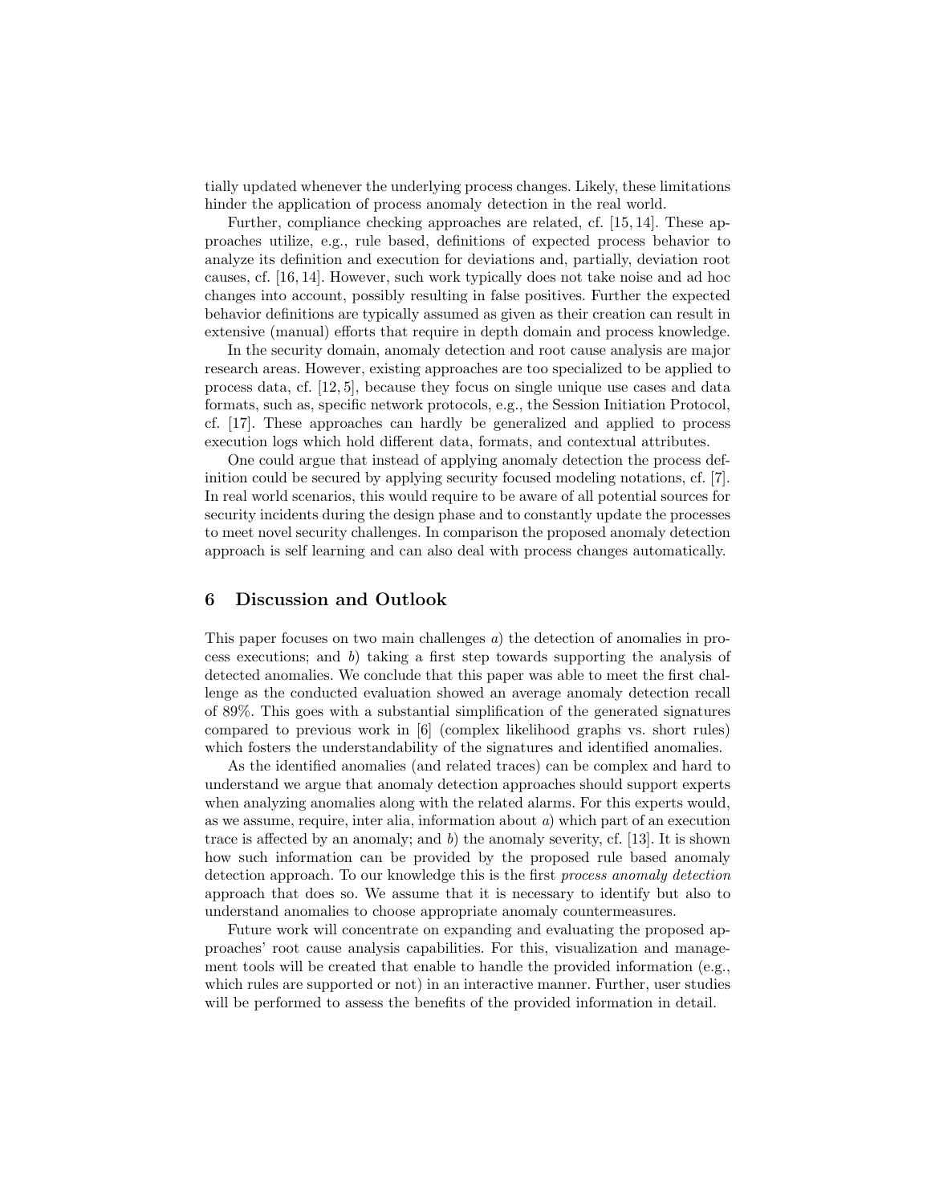tially updated whenever the underlying process changes. Likely, these limitations hinder the application of process anomaly detection in the real world.

Further, compliance checking approaches are related, cf. [15, 14]. These approaches utilize, e.g., rule based, definitions of expected process behavior to analyze its definition and execution for deviations and, partially, deviation root causes, cf. [16, 14]. However, such work typically does not take noise and ad hoc changes into account, possibly resulting in false positives. Further the expected behavior definitions are typically assumed as given as their creation can result in extensive (manual) efforts that require in depth domain and process knowledge.

In the security domain, anomaly detection and root cause analysis are major research areas. However, existing approaches are too specialized to be applied to process data, cf. [12, 5], because they focus on single unique use cases and data formats, such as, specific network protocols, e.g., the Session Initiation Protocol, cf. [17]. These approaches can hardly be generalized and applied to process execution logs which hold different data, formats, and contextual attributes.

One could argue that instead of applying anomaly detection the process definition could be secured by applying security focused modeling notations, cf. [7]. In real world scenarios, this would require to be aware of all potential sources for security incidents during the design phase and to constantly update the processes to meet novel security challenges. In comparison the proposed anomaly detection approach is self learning and can also deal with process changes automatically.

## 6 Discussion and Outlook

This paper focuses on two main challenges *a*) the detection of anomalies in process executions; and *b*) taking a first step towards supporting the analysis of detected anomalies. We conclude that this paper was able to meet the first challenge as the conducted evaluation showed an average anomaly detection recall of 89%. This goes with a substantial simplification of the generated signatures compared to previous work in [6] (complex likelihood graphs vs. short rules) which fosters the understandability of the signatures and identified anomalies.

As the identified anomalies (and related traces) can be complex and hard to understand we argue that anomaly detection approaches should support experts when analyzing anomalies along with the related alarms. For this experts would, as we assume, require, inter alia, information about *a*) which part of an execution trace is affected by an anomaly; and *b*) the anomaly severity, cf. [13]. It is shown how such information can be provided by the proposed rule based anomaly detection approach. To our knowledge this is the first *process anomaly detection* approach that does so. We assume that it is necessary to identify but also to understand anomalies to choose appropriate anomaly countermeasures.

Future work will concentrate on expanding and evaluating the proposed approaches' root cause analysis capabilities. For this, visualization and management tools will be created that enable to handle the provided information (e.g., which rules are supported or not) in an interactive manner. Further, user studies will be performed to assess the benefits of the provided information in detail.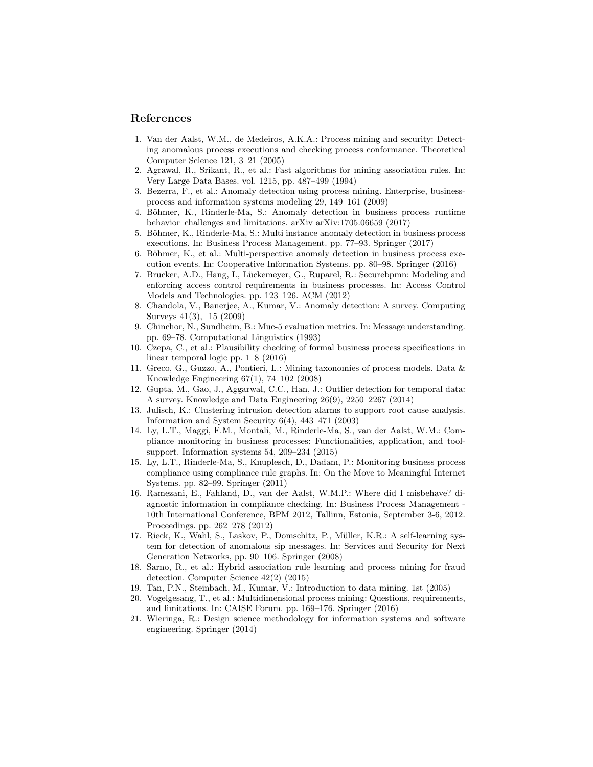## References

1. Van der Aalst, W.M., de Medeiros, A.K.A.: Process mining and security: Detecting anomalous process executions and checking process conformance. Theoretical Computer Science 121, 3–21 (2005)
2. Agrawal, R., Srikant, R., et al.: Fast algorithms for mining association rules. In: Very Large Data Bases. vol. 1215, pp. 487–499 (1994)
3. Bezerra, F., et al.: Anomaly detection using process mining. Enterprise, business-process and information systems modeling 29, 149–161 (2009)
4. Böhmer, K., Rinderle-Ma, S.: Anomaly detection in business process runtime behavior–challenges and limitations. arXiv arXiv:1705.06659 (2017)
5. Böhmer, K., Rinderle-Ma, S.: Multi instance anomaly detection in business process executions. In: Business Process Management. pp. 77–93. Springer (2017)
6. Böhmer, K., et al.: Multi-perspective anomaly detection in business process execution events. In: Cooperative Information Systems. pp. 80–98. Springer (2016)
7. Brucker, A.D., Hang, I., Lückemeyer, G., Ruparel, R.: Securebpmn: Modeling and enforcing access control requirements in business processes. In: Access Control Models and Technologies. pp. 123–126. ACM (2012)
8. Chandola, V., Banerjee, A., Kumar, V.: Anomaly detection: A survey. Computing Surveys 41(3), 15 (2009)
9. Chinchor, N., Sundheim, B.: Muc-5 evaluation metrics. In: Message understanding. pp. 69–78. Computational Linguistics (1993)
10. Czepa, C., et al.: Plausibility checking of formal business process specifications in linear temporal logic pp. 1–8 (2016)
11. Greco, G., Guzzo, A., Pontieri, L.: Mining taxonomies of process models. Data & Knowledge Engineering 67(1), 74–102 (2008)
12. Gupta, M., Gao, J., Aggarwal, C.C., Han, J.: Outlier detection for temporal data: A survey. Knowledge and Data Engineering 26(9), 2250–2267 (2014)
13. Julisch, K.: Clustering intrusion detection alarms to support root cause analysis. Information and System Security 6(4), 443–471 (2003)
14. Ly, L.T., Maggi, F.M., Montali, M., Rinderle-Ma, S., van der Aalst, W.M.: Compliance monitoring in business processes: Functionalities, application, and tool-support. Information systems 54, 209–234 (2015)
15. Ly, L.T., Rinderle-Ma, S., Knuplesch, D., Dadam, P.: Monitoring business process compliance using compliance rule graphs. In: On the Move to Meaningful Internet Systems. pp. 82–99. Springer (2011)
16. Ramezani, E., Fahland, D., van der Aalst, W.M.P.: Where did I misbehave? diagnostic information in compliance checking. In: Business Process Management - 10th International Conference, BPM 2012, Tallinn, Estonia, September 3-6, 2012. Proceedings. pp. 262–278 (2012)
17. Rieck, K., Wahl, S., Laskov, P., Domschitz, P., Müller, K.R.: A self-learning system for detection of anomalous sip messages. In: Services and Security for Next Generation Networks, pp. 90–106. Springer (2008)
18. Sarno, R., et al.: Hybrid association rule learning and process mining for fraud detection. Computer Science 42(2) (2015)
19. Tan, P.N., Steinbach, M., Kumar, V.: Introduction to data mining. 1st (2005)
20. Vogelgesang, T., et al.: Multidimensional process mining: Questions, requirements, and limitations. In: CAISE Forum. pp. 169–176. Springer (2016)
21. Wieringa, R.: Design science methodology for information systems and software engineering. Springer (2014)